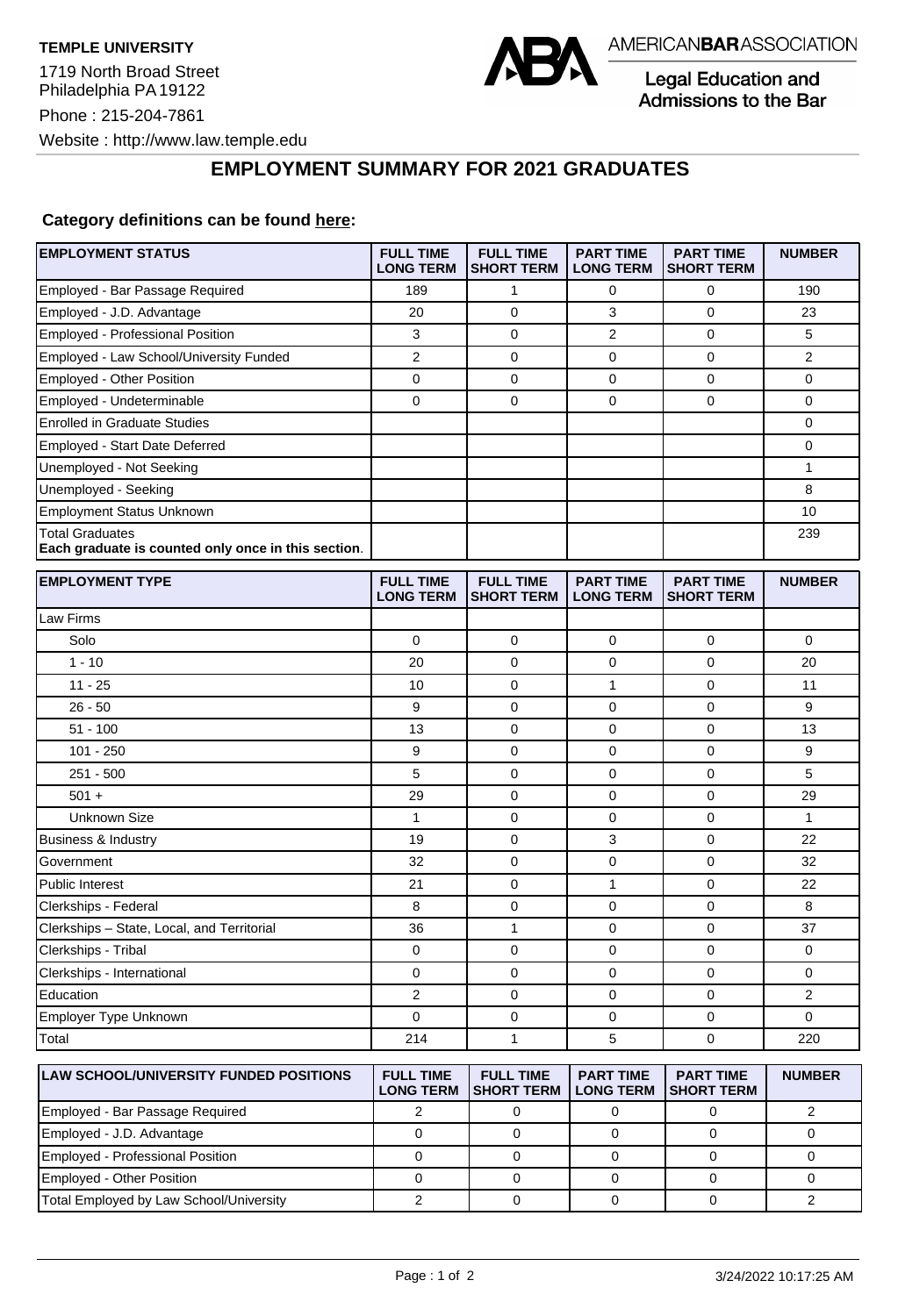**TEMPLE UNIVERSITY**

1719 North Broad Street
Philadelphia PA 19122

Phone : 215-204-7861

Website : http://www.law.temple.edu

AMERICANBARASSOCIATION
Legal Education and Admissions to the Bar

# EMPLOYMENT SUMMARY FOR 2021 GRADUATES

**Category definitions can be found here:**

| EMPLOYMENT STATUS | FULL TIME LONG TERM | FULL TIME SHORT TERM | PART TIME LONG TERM | PART TIME SHORT TERM | NUMBER |
|---|---|---|---|---|---|
| Employed - Bar Passage Required | 189 | 1 | 0 | 0 | 190 |
| Employed - J.D. Advantage | 20 | 0 | 3 | 0 | 23 |
| Employed - Professional Position | 3 | 0 | 2 | 0 | 5 |
| Employed - Law School/University Funded | 2 | 0 | 0 | 0 | 2 |
| Employed - Other Position | 0 | 0 | 0 | 0 | 0 |
| Employed - Undeterminable | 0 | 0 | 0 | 0 | 0 |
| Enrolled in Graduate Studies | | | | | 0 |
| Employed - Start Date Deferred | | | | | 0 |
| Unemployed - Not Seeking | | | | | 1 |
| Unemployed - Seeking | | | | | 8 |
| Employment Status Unknown | | | | | 10 |
| Total Graduates **Each graduate is counted only once in this section**. | | | | | 239 |

| EMPLOYMENT TYPE | FULL TIME LONG TERM | FULL TIME SHORT TERM | PART TIME LONG TERM | PART TIME SHORT TERM | NUMBER |
|---|---|---|---|---|---|
| Law Firms | | | | | |
| Solo | 0 | 0 | 0 | 0 | 0 |
| 1 - 10 | 20 | 0 | 0 | 0 | 20 |
| 11 - 25 | 10 | 0 | 1 | 0 | 11 |
| 26 - 50 | 9 | 0 | 0 | 0 | 9 |
| 51 - 100 | 13 | 0 | 0 | 0 | 13 |
| 101 - 250 | 9 | 0 | 0 | 0 | 9 |
| 251 - 500 | 5 | 0 | 0 | 0 | 5 |
| 501 + | 29 | 0 | 0 | 0 | 29 |
| Unknown Size | 1 | 0 | 0 | 0 | 1 |
| Business & Industry | 19 | 0 | 3 | 0 | 22 |
| Government | 32 | 0 | 0 | 0 | 32 |
| Public Interest | 21 | 0 | 1 | 0 | 22 |
| Clerkships - Federal | 8 | 0 | 0 | 0 | 8 |
| Clerkships – State, Local, and Territorial | 36 | 1 | 0 | 0 | 37 |
| Clerkships - Tribal | 0 | 0 | 0 | 0 | 0 |
| Clerkships - International | 0 | 0 | 0 | 0 | 0 |
| Education | 2 | 0 | 0 | 0 | 2 |
| Employer Type Unknown | 0 | 0 | 0 | 0 | 0 |
| Total | 214 | 1 | 5 | 0 | 220 |

| LAW SCHOOL/UNIVERSITY FUNDED POSITIONS | FULL TIME LONG TERM | FULL TIME SHORT TERM | PART TIME LONG TERM | PART TIME SHORT TERM | NUMBER |
|---|---|---|---|---|---|
| Employed - Bar Passage Required | 2 | 0 | 0 | 0 | 2 |
| Employed - J.D. Advantage | 0 | 0 | 0 | 0 | 0 |
| Employed - Professional Position | 0 | 0 | 0 | 0 | 0 |
| Employed - Other Position | 0 | 0 | 0 | 0 | 0 |
| Total Employed by Law School/University | 2 | 0 | 0 | 0 | 2 |

3/24/2022 10:17:25 AM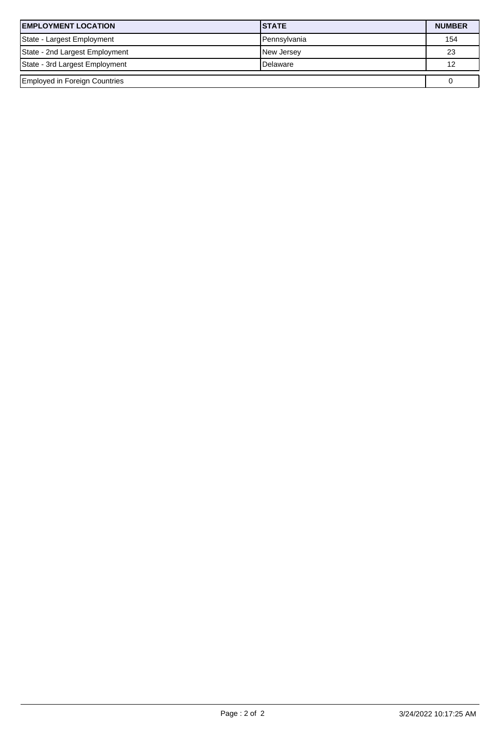| EMPLOYMENT LOCATION | STATE | NUMBER |
| --- | --- | --- |
| State - Largest Employment | Pennsylvania | 154 |
| State - 2nd Largest Employment | New Jersey | 23 |
| State - 3rd Largest Employment | Delaware | 12 |
| Employed in Foreign Countries | | 0 |

3/24/2022 10:17:25 AM